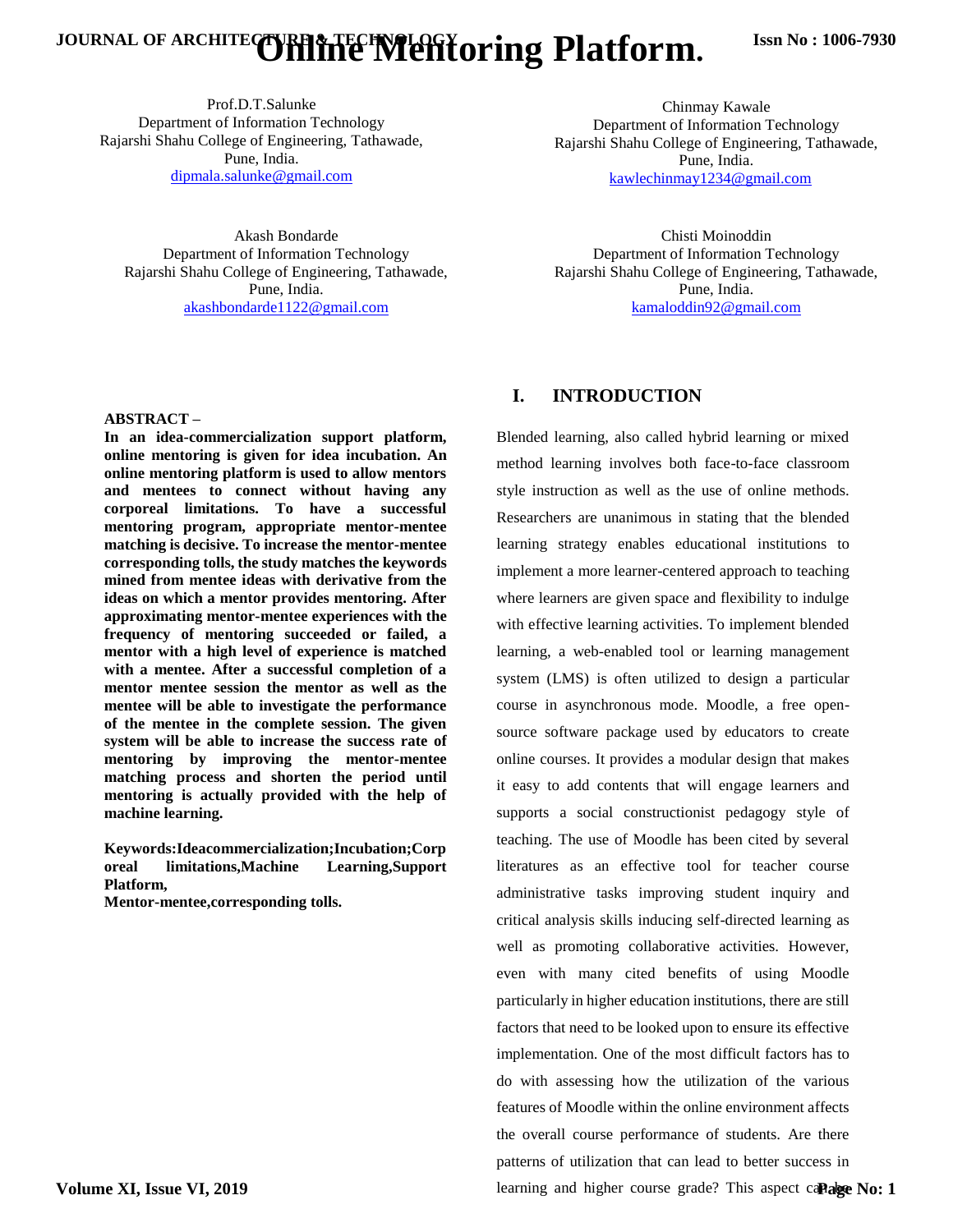# Online Mentoring Platform.

Prof.D.T.Salunke
Department of Information Technology
Rajarshi Shahu College of Engineering, Tathawade, Pune, India.
dipmala.salunke@gmail.com

Chinmay Kawale
Department of Information Technology
Rajarshi Shahu College of Engineering, Tathawade, Pune, India.
kawlechinmay1234@gmail.com

Akash Bondarde
Department of Information Technology
Rajarshi Shahu College of Engineering, Tathawade, Pune, India.
akashbondarde1122@gmail.com

Chisti Moinoddin
Department of Information Technology
Rajarshi Shahu College of Engineering, Tathawade, Pune, India.
kamaloddin92@gmail.com

**ABSTRACT –**

**In an idea-commercialization support platform, online mentoring is given for idea incubation. An online mentoring platform is used to allow mentors and mentees to connect without having any corporeal limitations. To have a successful mentoring program, appropriate mentor-mentee matching is decisive. To increase the mentor-mentee corresponding tolls, the study matches the keywords mined from mentee ideas with derivative from the ideas on which a mentor provides mentoring. After approximating mentor-mentee experiences with the frequency of mentoring succeeded or failed, a mentor with a high level of experience is matched with a mentee. After a successful completion of a mentor mentee session the mentor as well as the mentee will be able to investigate the performance of the mentee in the complete session. The given system will be able to increase the success rate of mentoring by improving the mentor-mentee matching process and shorten the period until mentoring is actually provided with the help of machine learning.**

**Keywords:Ideacommercialization;Incubation;Corporeal limitations,Machine Learning,Support Platform, Mentor-mentee,corresponding tolls.**

## I. INTRODUCTION

Blended learning, also called hybrid learning or mixed method learning involves both face-to-face classroom style instruction as well as the use of online methods. Researchers are unanimous in stating that the blended learning strategy enables educational institutions to implement a more learner-centered approach to teaching where learners are given space and flexibility to indulge with effective learning activities. To implement blended learning, a web-enabled tool or learning management system (LMS) is often utilized to design a particular course in asynchronous mode. Moodle, a free open-source software package used by educators to create online courses. It provides a modular design that makes it easy to add contents that will engage learners and supports a social constructionist pedagogy style of teaching. The use of Moodle has been cited by several literatures as an effective tool for teacher course administrative tasks improving student inquiry and critical analysis skills inducing self-directed learning as well as promoting collaborative activities. However, even with many cited benefits of using Moodle particularly in higher education institutions, there are still factors that need to be looked upon to ensure its effective implementation. One of the most difficult factors has to do with assessing how the utilization of the various features of Moodle within the online environment affects the overall course performance of students. Are there patterns of utilization that can lead to better success in learning and higher course grade? This aspect can be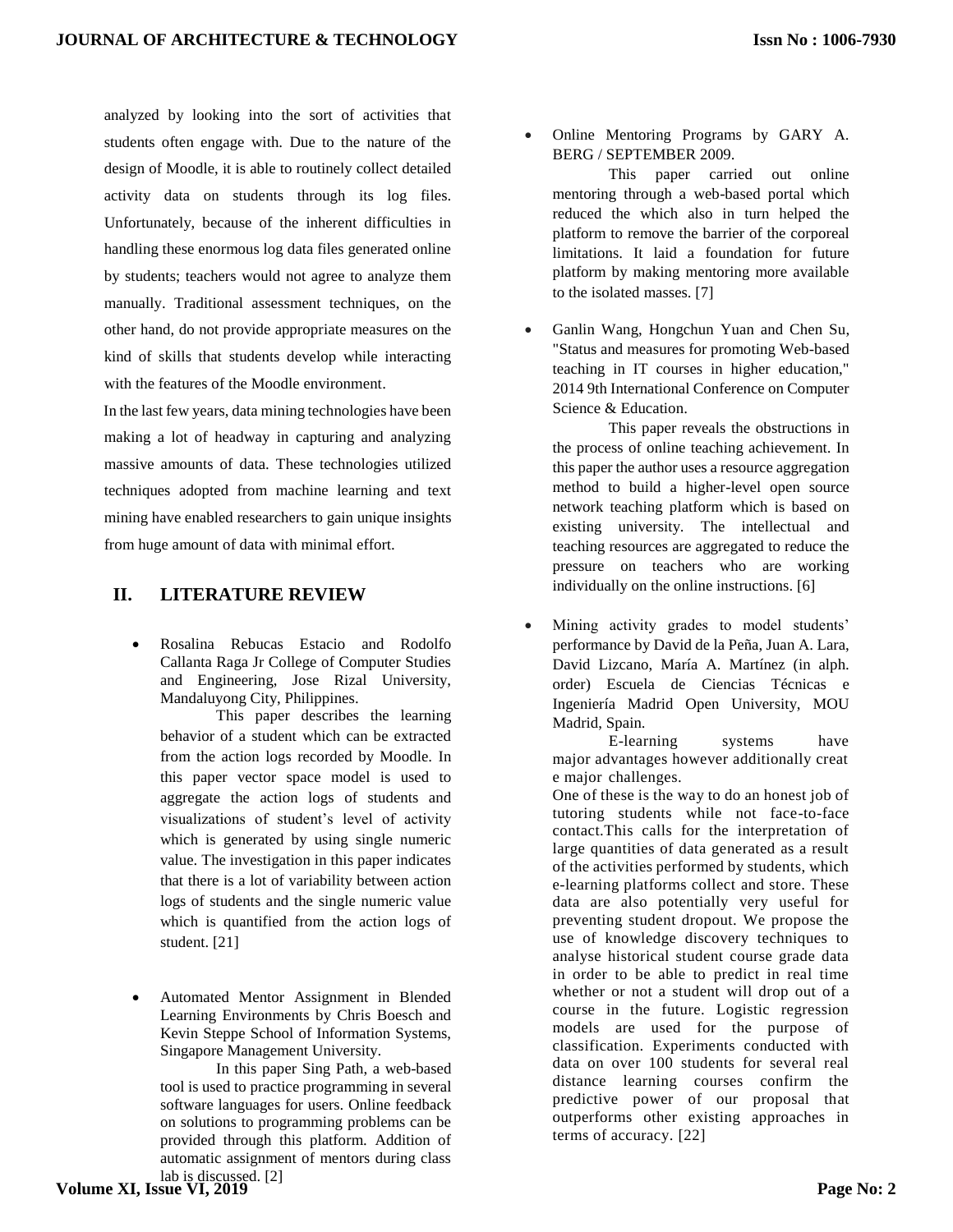analyzed by looking into the sort of activities that students often engage with. Due to the nature of the design of Moodle, it is able to routinely collect detailed activity data on students through its log files. Unfortunately, because of the inherent difficulties in handling these enormous log data files generated online by students; teachers would not agree to analyze them manually. Traditional assessment techniques, on the other hand, do not provide appropriate measures on the kind of skills that students develop while interacting with the features of the Moodle environment.

In the last few years, data mining technologies have been making a lot of headway in capturing and analyzing massive amounts of data. These technologies utilized techniques adopted from machine learning and text mining have enabled researchers to gain unique insights from huge amount of data with minimal effort.

## II. LITERATURE REVIEW

- Rosalina Rebucas Estacio and Rodolfo Callanta Raga Jr College of Computer Studies and Engineering, Jose Rizal University, Mandaluyong City, Philippines.

  This paper describes the learning behavior of a student which can be extracted from the action logs recorded by Moodle. In this paper vector space model is used to aggregate the action logs of students and visualizations of student's level of activity which is generated by using single numeric value. The investigation in this paper indicates that there is a lot of variability between action logs of students and the single numeric value which is quantified from the action logs of student. [21]

- Automated Mentor Assignment in Blended Learning Environments by Chris Boesch and Kevin Steppe School of Information Systems, Singapore Management University.

  In this paper Sing Path, a web-based tool is used to practice programming in several software languages for users. Online feedback on solutions to programming problems can be provided through this platform. Addition of automatic assignment of mentors during class lab is discussed. [2]

- Online Mentoring Programs by GARY A. BERG / SEPTEMBER 2009.

  This paper carried out online mentoring through a web-based portal which reduced the which also in turn helped the platform to remove the barrier of the corporeal limitations. It laid a foundation for future platform by making mentoring more available to the isolated masses. [7]

- Ganlin Wang, Hongchun Yuan and Chen Su, "Status and measures for promoting Web-based teaching in IT courses in higher education," 2014 9th International Conference on Computer Science & Education.

  This paper reveals the obstructions in the process of online teaching achievement. In this paper the author uses a resource aggregation method to build a higher-level open source network teaching platform which is based on existing university. The intellectual and teaching resources are aggregated to reduce the pressure on teachers who are working individually on the online instructions. [6]

- Mining activity grades to model students' performance by David de la Peña, Juan A. Lara, David Lizcano, María A. Martínez (in alph. order) Escuela de Ciencias Técnicas e Ingeniería Madrid Open University, MOU Madrid, Spain.

  E-learning systems have major advantages however additionally creat e major challenges.

  One of these is the way to do an honest job of tutoring students while not face-to-face contact.This calls for the interpretation of large quantities of data generated as a result of the activities performed by students, which e-learning platforms collect and store. These data are also potentially very useful for preventing student dropout. We propose the use of knowledge discovery techniques to analyse historical student course grade data in order to be able to predict in real time whether or not a student will drop out of a course in the future. Logistic regression models are used for the purpose of classification. Experiments conducted with data on over 100 students for several real distance learning courses confirm the predictive power of our proposal that outperforms other existing approaches in terms of accuracy. [22]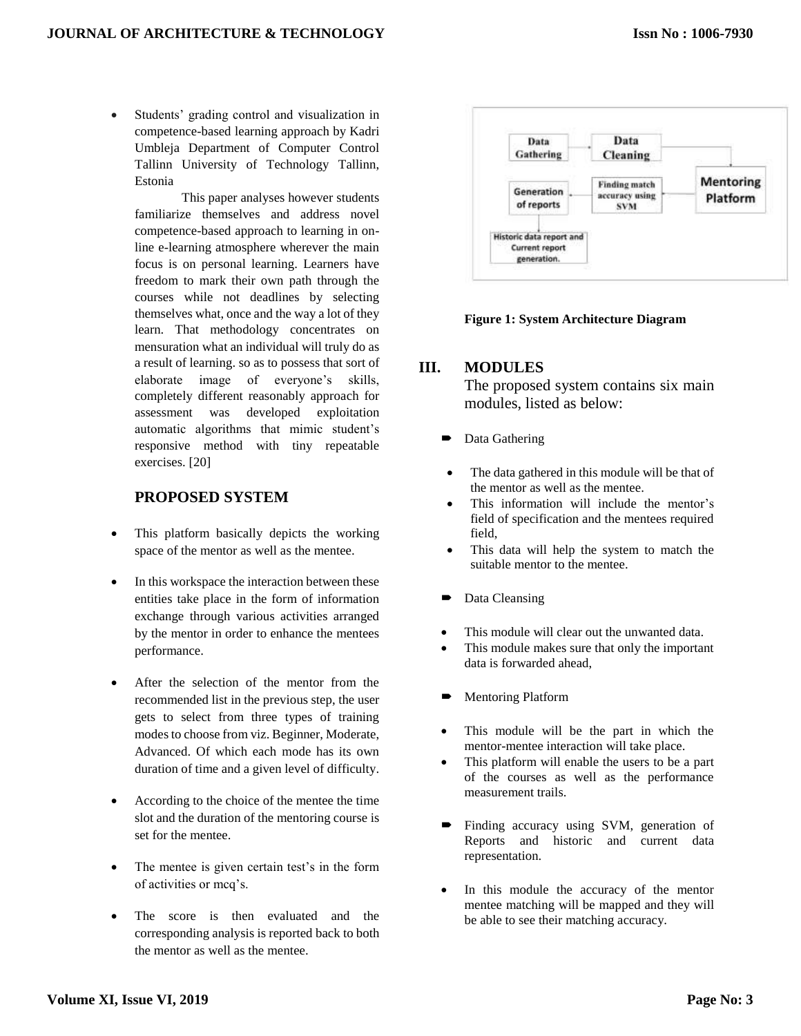- Students' grading control and visualization in competence-based learning approach by Kadri Umbleja Department of Computer Control Tallinn University of Technology Tallinn, Estonia

  This paper analyses however students familiarize themselves and address novel competence-based approach to learning in on-line e-learning atmosphere wherever the main focus is on personal learning. Learners have freedom to mark their own path through the courses while not deadlines by selecting themselves what, once and the way a lot of they learn. That methodology concentrates on mensuration what an individual will truly do as a result of learning. so as to possess that sort of elaborate image of everyone's skills, completely different reasonably approach for assessment was developed exploitation automatic algorithms that mimic student's responsive method with tiny repeatable exercises. [20]

## PROPOSED SYSTEM

- This platform basically depicts the working space of the mentor as well as the mentee.
- In this workspace the interaction between these entities take place in the form of information exchange through various activities arranged by the mentor in order to enhance the mentees performance.
- After the selection of the mentor from the recommended list in the previous step, the user gets to select from three types of training modes to choose from viz. Beginner, Moderate, Advanced. Of which each mode has its own duration of time and a given level of difficulty.
- According to the choice of the mentee the time slot and the duration of the mentoring course is set for the mentee.
- The mentee is given certain test's in the form of activities or mcq's.
- The score is then evaluated and the corresponding analysis is reported back to both the mentor as well as the mentee.

Data Gathering → Data Cleaning → Mentoring Platform → Finding match accuracy using SVM → Generation of reports → Historic data report and Current report generation.

**Figure 1: System Architecture Diagram**

## III. MODULES

The proposed system contains six main modules, listed as below:

- Data Gathering
  - The data gathered in this module will be that of the mentor as well as the mentee.
  - This information will include the mentor's field of specification and the mentees required field,
  - This data will help the system to match the suitable mentor to the mentee.
- Data Cleansing
  - This module will clear out the unwanted data.
  - This module makes sure that only the important data is forwarded ahead,
- Mentoring Platform
  - This module will be the part in which the mentor-mentee interaction will take place.
  - This platform will enable the users to be a part of the courses as well as the performance measurement trails.
- Finding accuracy using SVM, generation of Reports and historic and current data representation.
  - In this module the accuracy of the mentor mentee matching will be mapped and they will be able to see their matching accuracy.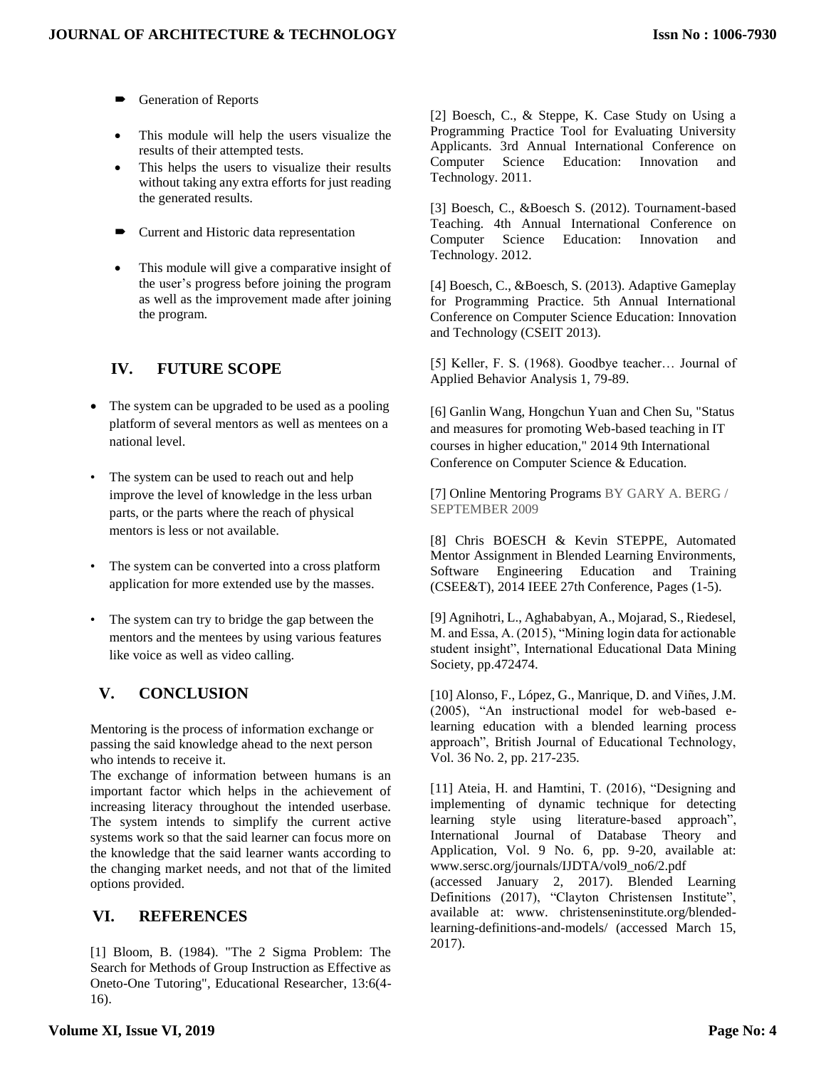- Generation of Reports

- This module will help the users visualize the results of their attempted tests.
- This helps the users to visualize their results without taking any extra efforts for just reading the generated results.

- Current and Historic data representation

- This module will give a comparative insight of the user's progress before joining the program as well as the improvement made after joining the program.

## IV. FUTURE SCOPE

- The system can be upgraded to be used as a pooling platform of several mentors as well as mentees on a national level.
- The system can be used to reach out and help improve the level of knowledge in the less urban parts, or the parts where the reach of physical mentors is less or not available.
- The system can be converted into a cross platform application for more extended use by the masses.
- The system can try to bridge the gap between the mentors and the mentees by using various features like voice as well as video calling.

## V. CONCLUSION

Mentoring is the process of information exchange or passing the said knowledge ahead to the next person who intends to receive it.
The exchange of information between humans is an important factor which helps in the achievement of increasing literacy throughout the intended userbase. The system intends to simplify the current active systems work so that the said learner can focus more on the knowledge that the said learner wants according to the changing market needs, and not that of the limited options provided.

## VI. REFERENCES

[1] Bloom, B. (1984). "The 2 Sigma Problem: The Search for Methods of Group Instruction as Effective as Oneto-One Tutoring", Educational Researcher, 13:6(4-16).

[2] Boesch, C., & Steppe, K. Case Study on Using a Programming Practice Tool for Evaluating University Applicants. 3rd Annual International Conference on Computer Science Education: Innovation and Technology. 2011.

[3] Boesch, C., &Boesch S. (2012). Tournament-based Teaching. 4th Annual International Conference on Computer Science Education: Innovation and Technology. 2012.

[4] Boesch, C., &Boesch, S. (2013). Adaptive Gameplay for Programming Practice. 5th Annual International Conference on Computer Science Education: Innovation and Technology (CSEIT 2013).

[5] Keller, F. S. (1968). Goodbye teacher… Journal of Applied Behavior Analysis 1, 79-89.

[6] Ganlin Wang, Hongchun Yuan and Chen Su, "Status and measures for promoting Web-based teaching in IT courses in higher education," 2014 9th International Conference on Computer Science & Education.

[7] Online Mentoring Programs BY GARY A. BERG / SEPTEMBER 2009

[8] Chris BOESCH & Kevin STEPPE, Automated Mentor Assignment in Blended Learning Environments, Software Engineering Education and Training (CSEE&T), 2014 IEEE 27th Conference, Pages (1-5).

[9] Agnihotri, L., Aghababyan, A., Mojarad, S., Riedesel, M. and Essa, A. (2015), "Mining login data for actionable student insight", International Educational Data Mining Society, pp.472474.

[10] Alonso, F., López, G., Manrique, D. and Viñes, J.M. (2005), "An instructional model for web-based e-learning education with a blended learning process approach", British Journal of Educational Technology, Vol. 36 No. 2, pp. 217-235.

[11] Ateia, H. and Hamtini, T. (2016), "Designing and implementing of dynamic technique for detecting learning style using literature-based approach", International Journal of Database Theory and Application, Vol. 9 No. 6, pp. 9-20, available at: www.sersc.org/journals/IJDTA/vol9_no6/2.pdf (accessed January 2, 2017). Blended Learning Definitions (2017), "Clayton Christensen Institute", available at: www. christenseninstitute.org/blended-learning-definitions-and-models/ (accessed March 15, 2017).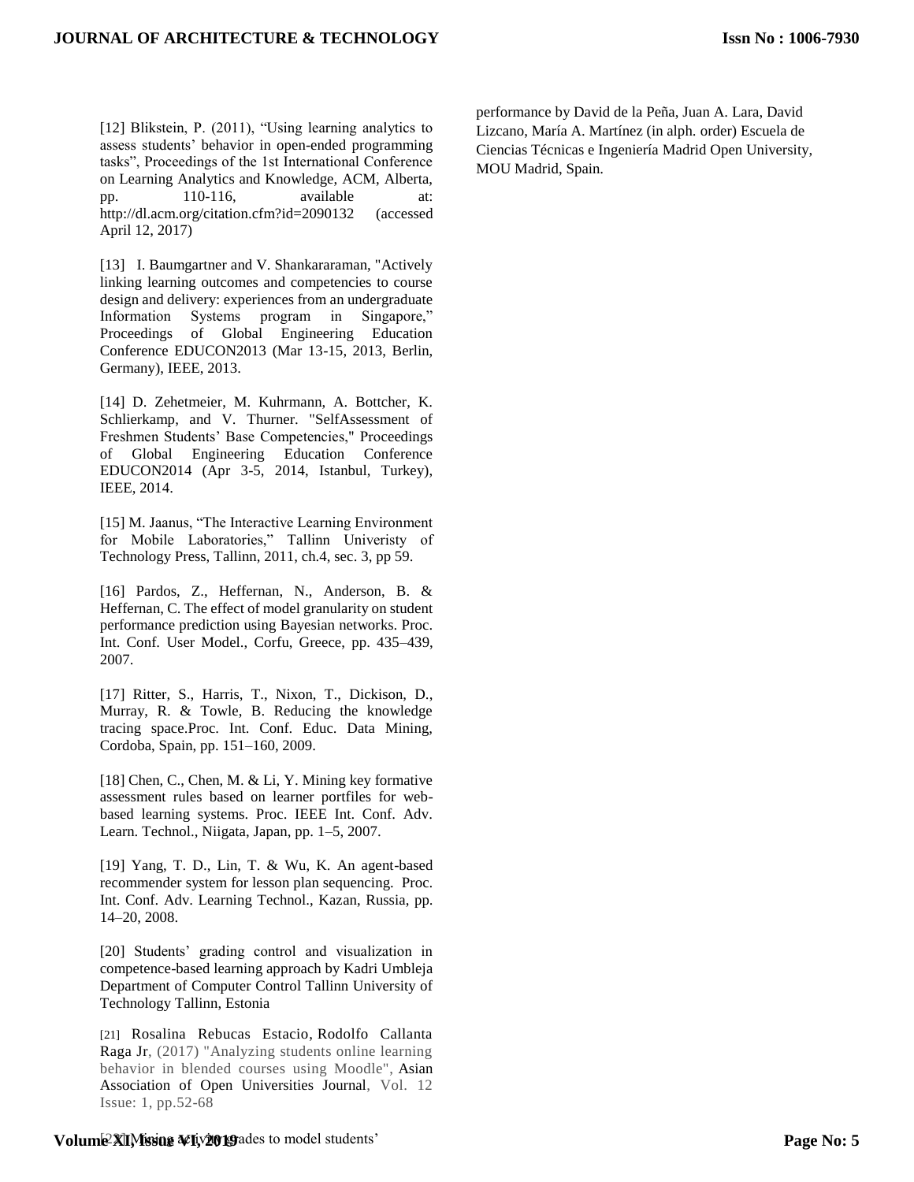[12] Blikstein, P. (2011), "Using learning analytics to assess students' behavior in open-ended programming tasks", Proceedings of the 1st International Conference on Learning Analytics and Knowledge, ACM, Alberta, pp. 110-116, available at: http://dl.acm.org/citation.cfm?id=2090132 (accessed April 12, 2017)

[13] I. Baumgartner and V. Shankararaman, "Actively linking learning outcomes and competencies to course design and delivery: experiences from an undergraduate Information Systems program in Singapore," Proceedings of Global Engineering Education Conference EDUCON2013 (Mar 13-15, 2013, Berlin, Germany), IEEE, 2013.

[14] D. Zehetmeier, M. Kuhrmann, A. Bottcher, K. Schlierkamp, and V. Thurner. "SelfAssessment of Freshmen Students' Base Competencies," Proceedings of Global Engineering Education Conference EDUCON2014 (Apr 3-5, 2014, Istanbul, Turkey), IEEE, 2014.

[15] M. Jaanus, "The Interactive Learning Environment for Mobile Laboratories," Tallinn Univeristy of Technology Press, Tallinn, 2011, ch.4, sec. 3, pp 59.

[16] Pardos, Z., Heffernan, N., Anderson, B. & Heffernan, C. The effect of model granularity on student performance prediction using Bayesian networks. Proc. Int. Conf. User Model., Corfu, Greece, pp. 435–439, 2007.

[17] Ritter, S., Harris, T., Nixon, T., Dickison, D., Murray, R. & Towle, B. Reducing the knowledge tracing space.Proc. Int. Conf. Educ. Data Mining, Cordoba, Spain, pp. 151–160, 2009.

[18] Chen, C., Chen, M. & Li, Y. Mining key formative assessment rules based on learner portfiles for web-based learning systems. Proc. IEEE Int. Conf. Adv. Learn. Technol., Niigata, Japan, pp. 1–5, 2007.

[19] Yang, T. D., Lin, T. & Wu, K. An agent-based recommender system for lesson plan sequencing. Proc. Int. Conf. Adv. Learning Technol., Kazan, Russia, pp. 14–20, 2008.

[20] Students' grading control and visualization in competence-based learning approach by Kadri Umbleja Department of Computer Control Tallinn University of Technology Tallinn, Estonia

[21] Rosalina Rebucas Estacio, Rodolfo Callanta Raga Jr, (2017) "Analyzing students online learning behavior in blended courses using Moodle", Asian Association of Open Universities Journal, Vol. 12 Issue: 1, pp.52-68

[22] Mining activity grades to model students' performance by David de la Peña, Juan A. Lara, David Lizcano, María A. Martínez (in alph. order) Escuela de Ciencias Técnicas e Ingeniería Madrid Open University, MOU Madrid, Spain.